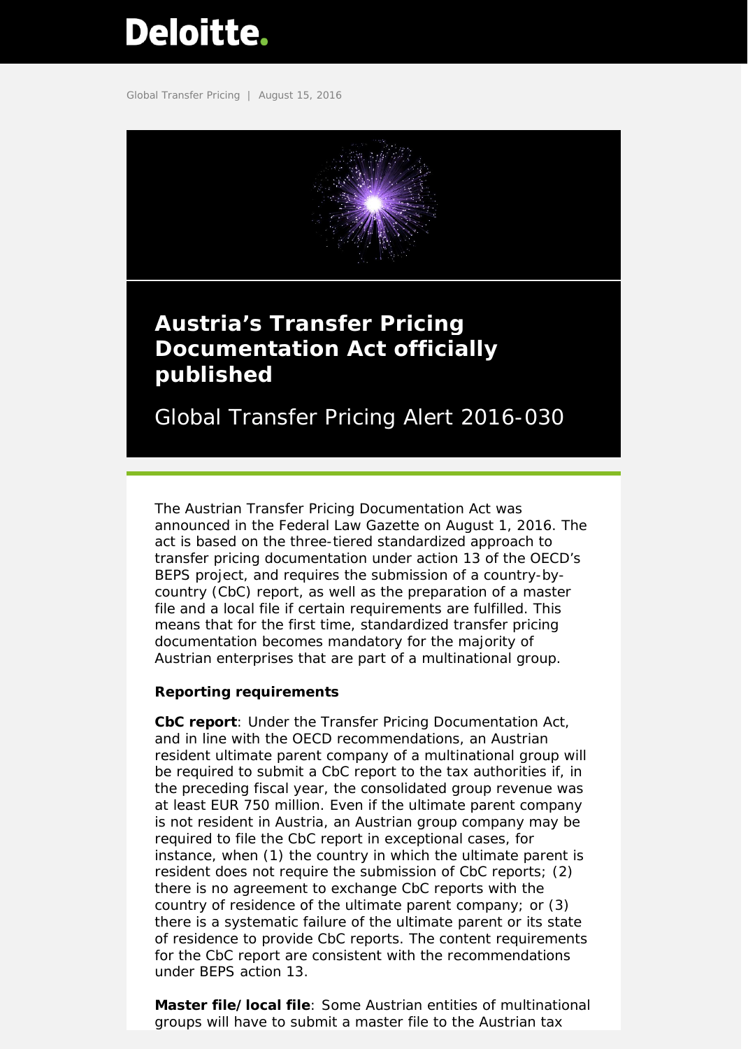Deloitte.

Global Transfer Pricing | August 15, 2016

# Austria's Transfer Pricing Documentation Act officially published

## Global Transfer Pricing Alert 2016-030

The Austrian Transfer Pricing Documentation Act was announced in the Federal Law Gazette on August 1, 2016. The act is based on the three-tiered standardized approach to transfer pricing documentation under action 13 of the OECD's BEPS project, and requires the submission of a country-by-country (CbC) report, as well as the preparation of a master file and a local file if certain requirements are fulfilled. This means that for the first time, standardized transfer pricing documentation becomes mandatory for the majority of Austrian enterprises that are part of a multinational group.

**Reporting requirements**

**CbC report**: Under the Transfer Pricing Documentation Act, and in line with the OECD recommendations, an Austrian resident ultimate parent company of a multinational group will be required to submit a CbC report to the tax authorities if, in the preceding fiscal year, the consolidated group revenue was at least EUR 750 million. Even if the ultimate parent company is not resident in Austria, an Austrian group company may be required to file the CbC report in exceptional cases, for instance, when (1) the country in which the ultimate parent is resident does not require the submission of CbC reports; (2) there is no agreement to exchange CbC reports with the country of residence of the ultimate parent company; or (3) there is a systematic failure of the ultimate parent or its state of residence to provide CbC reports. The content requirements for the CbC report are consistent with the recommendations under BEPS action 13.

**Master file/local file**: Some Austrian entities of multinational groups will have to submit a master file to the Austrian tax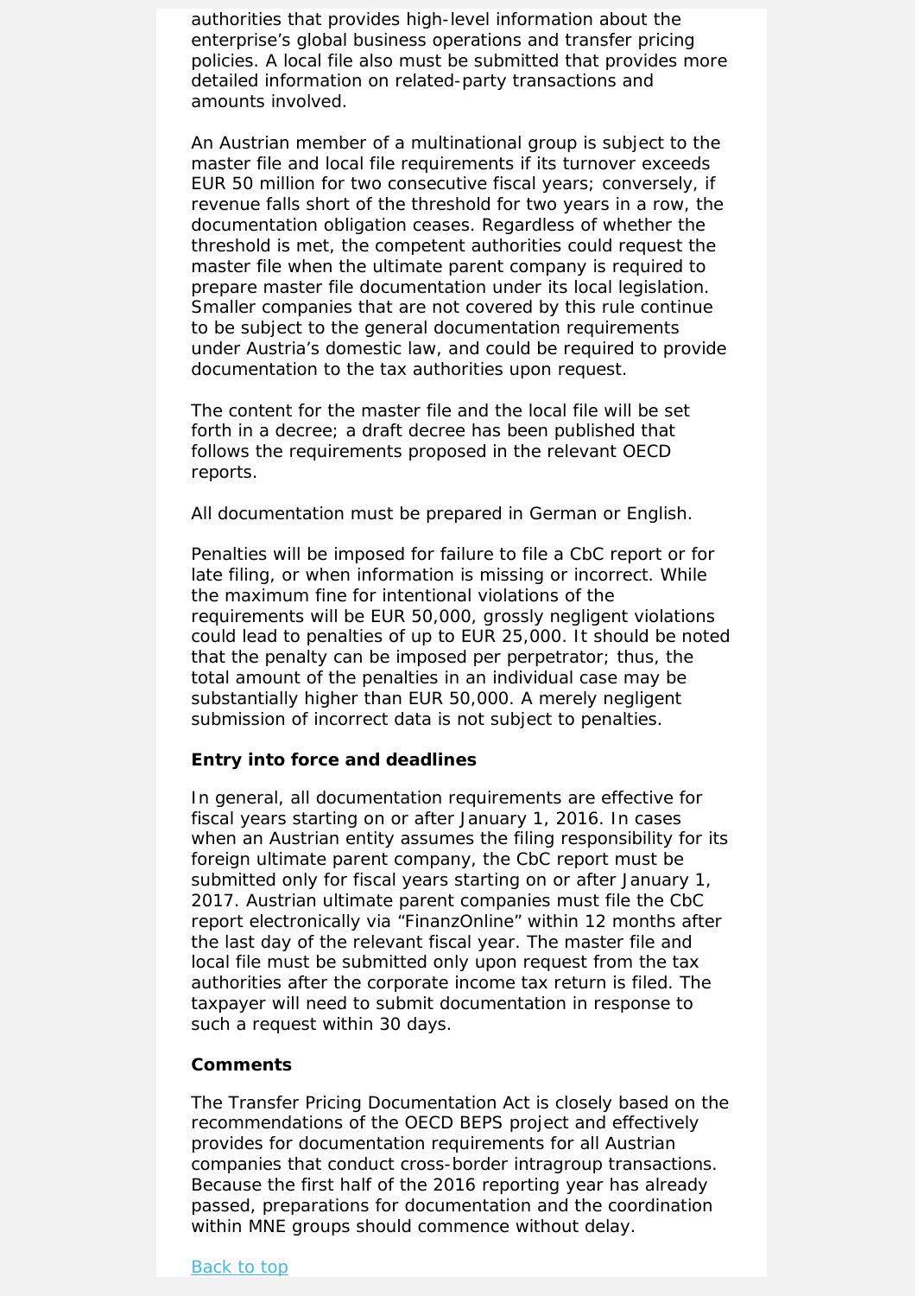authorities that provides high-level information about the enterprise's global business operations and transfer pricing policies. A local file also must be submitted that provides more detailed information on related-party transactions and amounts involved.

An Austrian member of a multinational group is subject to the master file and local file requirements if its turnover exceeds EUR 50 million for two consecutive fiscal years; conversely, if revenue falls short of the threshold for two years in a row, the documentation obligation ceases. Regardless of whether the threshold is met, the competent authorities could request the master file when the ultimate parent company is required to prepare master file documentation under its local legislation. Smaller companies that are not covered by this rule continue to be subject to the general documentation requirements under Austria's domestic law, and could be required to provide documentation to the tax authorities upon request.

The content for the master file and the local file will be set forth in a decree; a draft decree has been published that follows the requirements proposed in the relevant OECD reports.

All documentation must be prepared in German or English.

Penalties will be imposed for failure to file a CbC report or for late filing, or when information is missing or incorrect. While the maximum fine for intentional violations of the requirements will be EUR 50,000, grossly negligent violations could lead to penalties of up to EUR 25,000. It should be noted that the penalty can be imposed per perpetrator; thus, the total amount of the penalties in an individual case may be substantially higher than EUR 50,000. A merely negligent submission of incorrect data is not subject to penalties.

**Entry into force and deadlines**

In general, all documentation requirements are effective for fiscal years starting on or after January 1, 2016. In cases when an Austrian entity assumes the filing responsibility for its foreign ultimate parent company, the CbC report must be submitted only for fiscal years starting on or after January 1, 2017. Austrian ultimate parent companies must file the CbC report electronically via "FinanzOnline" within 12 months after the last day of the relevant fiscal year. The master file and local file must be submitted only upon request from the tax authorities after the corporate income tax return is filed. The taxpayer will need to submit documentation in response to such a request within 30 days.

**Comments**

The Transfer Pricing Documentation Act is closely based on the recommendations of the OECD BEPS project and effectively provides for documentation requirements for all Austrian companies that conduct cross-border intragroup transactions. Because the first half of the 2016 reporting year has already passed, preparations for documentation and the coordination within MNE groups should commence without delay.

Back to top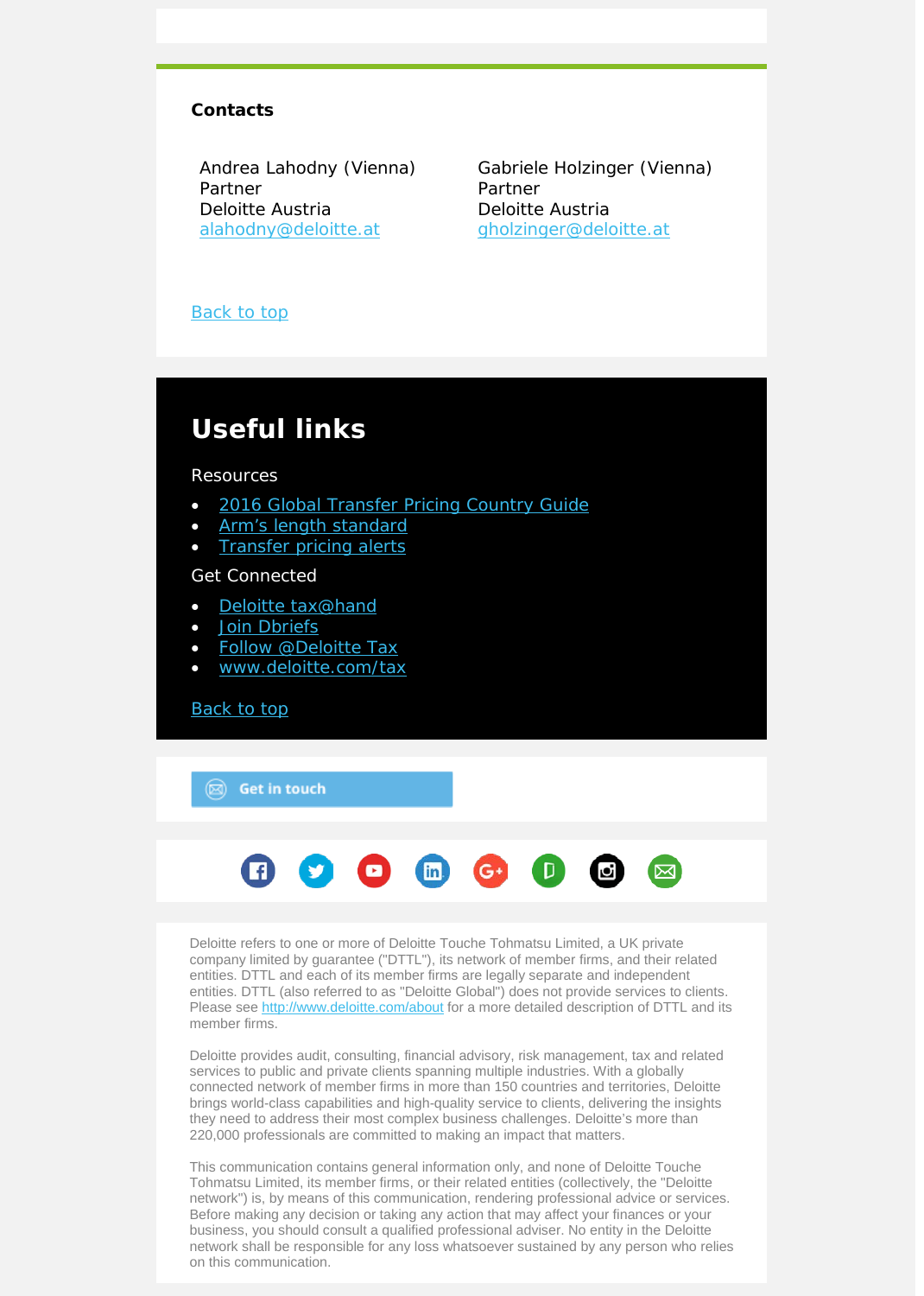**Contacts**

Andrea Lahodny (Vienna)
Partner
Deloitte Austria
alahodny@deloitte.at

Gabriele Holzinger (Vienna)
Partner
Deloitte Austria
gholzinger@deloitte.at

Back to top

## Useful links

Resources

- 2016 Global Transfer Pricing Country Guide
- Arm's length standard
- Transfer pricing alerts

Get Connected

- Deloitte tax@hand
- Join Dbriefs
- Follow @Deloitte Tax
- www.deloitte.com/tax

Back to top

Get in touch

Deloitte refers to one or more of Deloitte Touche Tohmatsu Limited, a UK private company limited by guarantee ("DTTL"), its network of member firms, and their related entities. DTTL and each of its member firms are legally separate and independent entities. DTTL (also referred to as "Deloitte Global") does not provide services to clients. Please see http://www.deloitte.com/about for a more detailed description of DTTL and its member firms.

Deloitte provides audit, consulting, financial advisory, risk management, tax and related services to public and private clients spanning multiple industries. With a globally connected network of member firms in more than 150 countries and territories, Deloitte brings world-class capabilities and high-quality service to clients, delivering the insights they need to address their most complex business challenges. Deloitte's more than 220,000 professionals are committed to making an impact that matters.

This communication contains general information only, and none of Deloitte Touche Tohmatsu Limited, its member firms, or their related entities (collectively, the "Deloitte network") is, by means of this communication, rendering professional advice or services. Before making any decision or taking any action that may affect your finances or your business, you should consult a qualified professional adviser. No entity in the Deloitte network shall be responsible for any loss whatsoever sustained by any person who relies on this communication.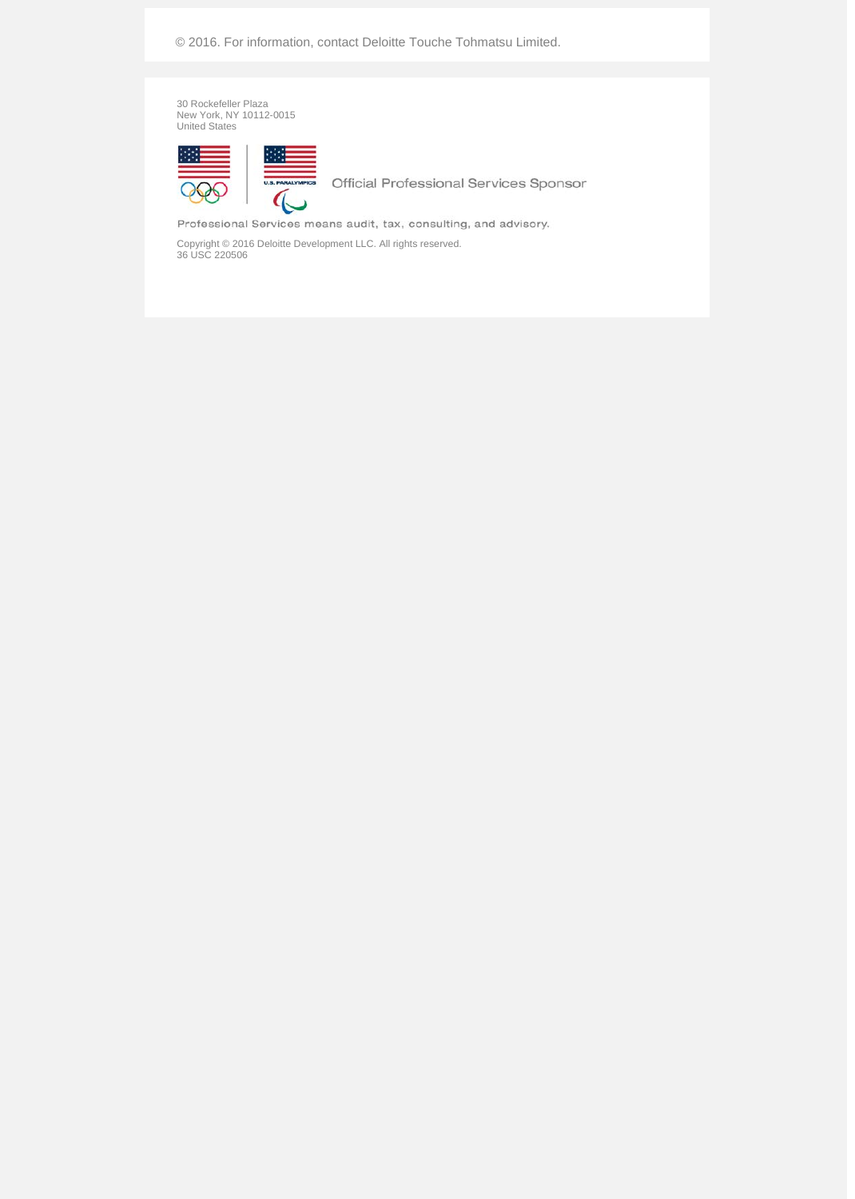© 2016. For information, contact Deloitte Touche Tohmatsu Limited.

30 Rockefeller Plaza
New York, NY 10112-0015
United States

U.S. PARALYMPICS

Official Professional Services Sponsor

Professional Services means audit, tax, consulting, and advisory.

Copyright © 2016 Deloitte Development LLC. All rights reserved.
36 USC 220506